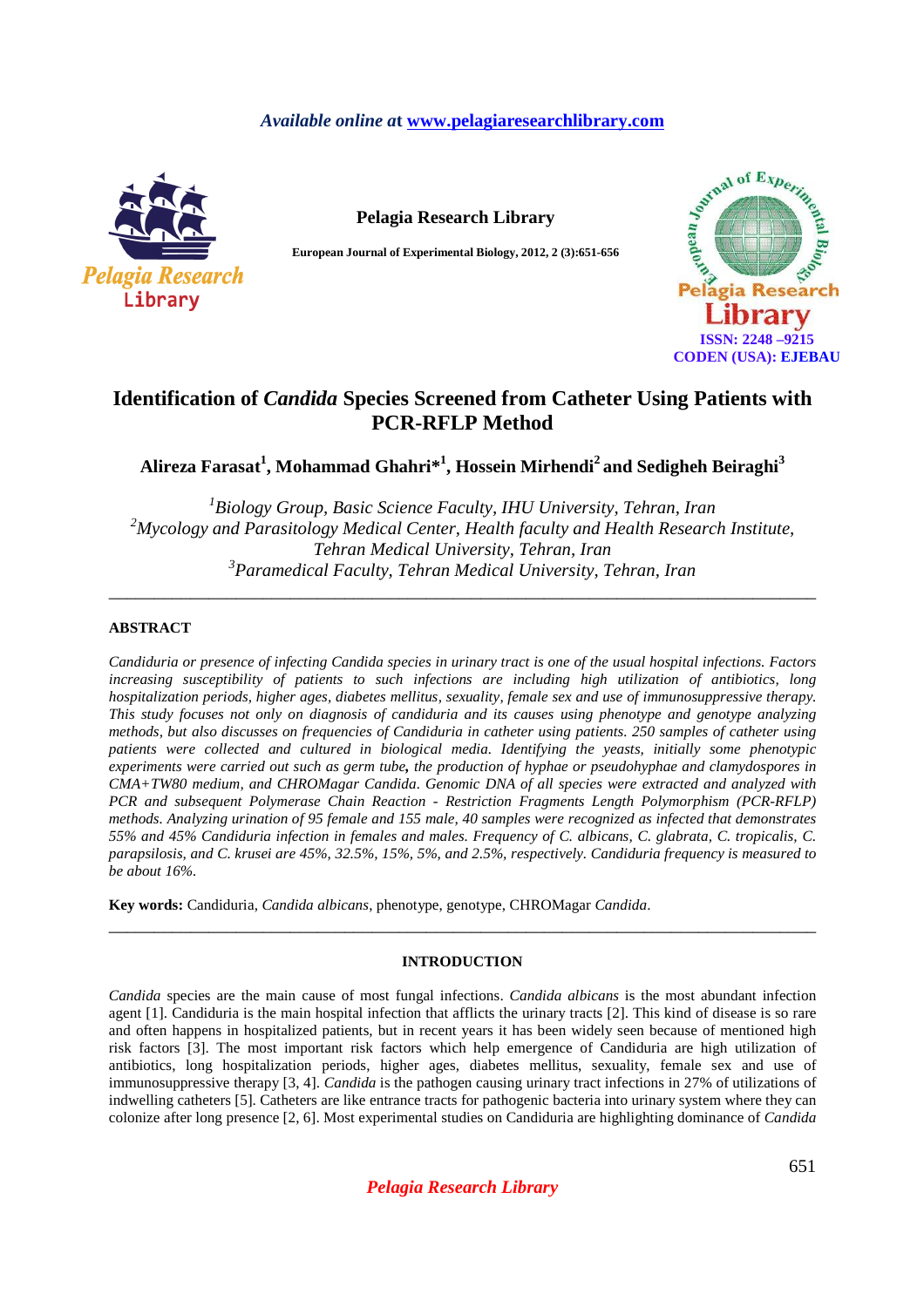# Identification of *Candida* Species Screened from Catheter Using Patients with PCR-RFLP Method

**Alireza Farasat[1], Mohammad Ghahri*[1], Hossein Mirhendi[2] and Sedigheh Beiraghi[3]**

*[1]Biology Group, Basic Science Faculty, IHU University, Tehran, Iran*
*[2]Mycology and Parasitology Medical Center, Health faculty and Health Research Institute, Tehran Medical University, Tehran, Iran*
*[3]Paramedical Faculty, Tehran Medical University, Tehran, Iran*

---

## ABSTRACT

*Candiduria or presence of infecting Candida species in urinary tract is one of the usual hospital infections. Factors increasing susceptibility of patients to such infections are including high utilization of antibiotics, long hospitalization periods, higher ages, diabetes mellitus, sexuality, female sex and use of immunosuppressive therapy. This study focuses not only on diagnosis of candiduria and its causes using phenotype and genotype analyzing methods, but also discusses on frequencies of Candiduria in catheter using patients. 250 samples of catheter using patients were collected and cultured in biological media. Identifying the yeasts, initially some phenotypic experiments were carried out such as germ tube,* ***,*** *the production of hyphae or pseudohyphae and clamydospores in CMA+TW80 medium, and CHROMagar Candida. Genomic DNA of all species were extracted and analyzed with PCR and subsequent Polymerase Chain Reaction - Restriction Fragments Length Polymorphism (PCR-RFLP) methods. Analyzing urination of 95 female and 155 male, 40 samples were recognized as infected that demonstrates 55% and 45% Candiduria infection in females and males. Frequency of C. albicans, C. glabrata, C. tropicalis, C. parapsilosis, and C. krusei are 45%, 32.5%, 15%, 5%, and 2.5%, respectively. Candiduria frequency is measured to be about 16%.*

**Key words:** Candiduria, *Candida albicans*, phenotype, genotype, CHROMagar *Candida*.

---

## INTRODUCTION

*Candida* species are the main cause of most fungal infections. *Candida albicans* is the most abundant infection agent [1]. Candiduria is the main hospital infection that afflicts the urinary tracts [2]. This kind of disease is so rare and often happens in hospitalized patients, but in recent years it has been widely seen because of mentioned high risk factors [3]. The most important risk factors which help emergence of Candiduria are high utilization of antibiotics, long hospitalization periods, higher ages, diabetes mellitus, sexuality, female sex and use of immunosuppressive therapy [3, 4]. *Candida* is the pathogen causing urinary tract infections in 27% of utilizations of indwelling catheters [5]. Catheters are like entrance tracts for pathogenic bacteria into urinary system where they can colonize after long presence [2, 6]. Most experimental studies on Candiduria are highlighting dominance of *Candida*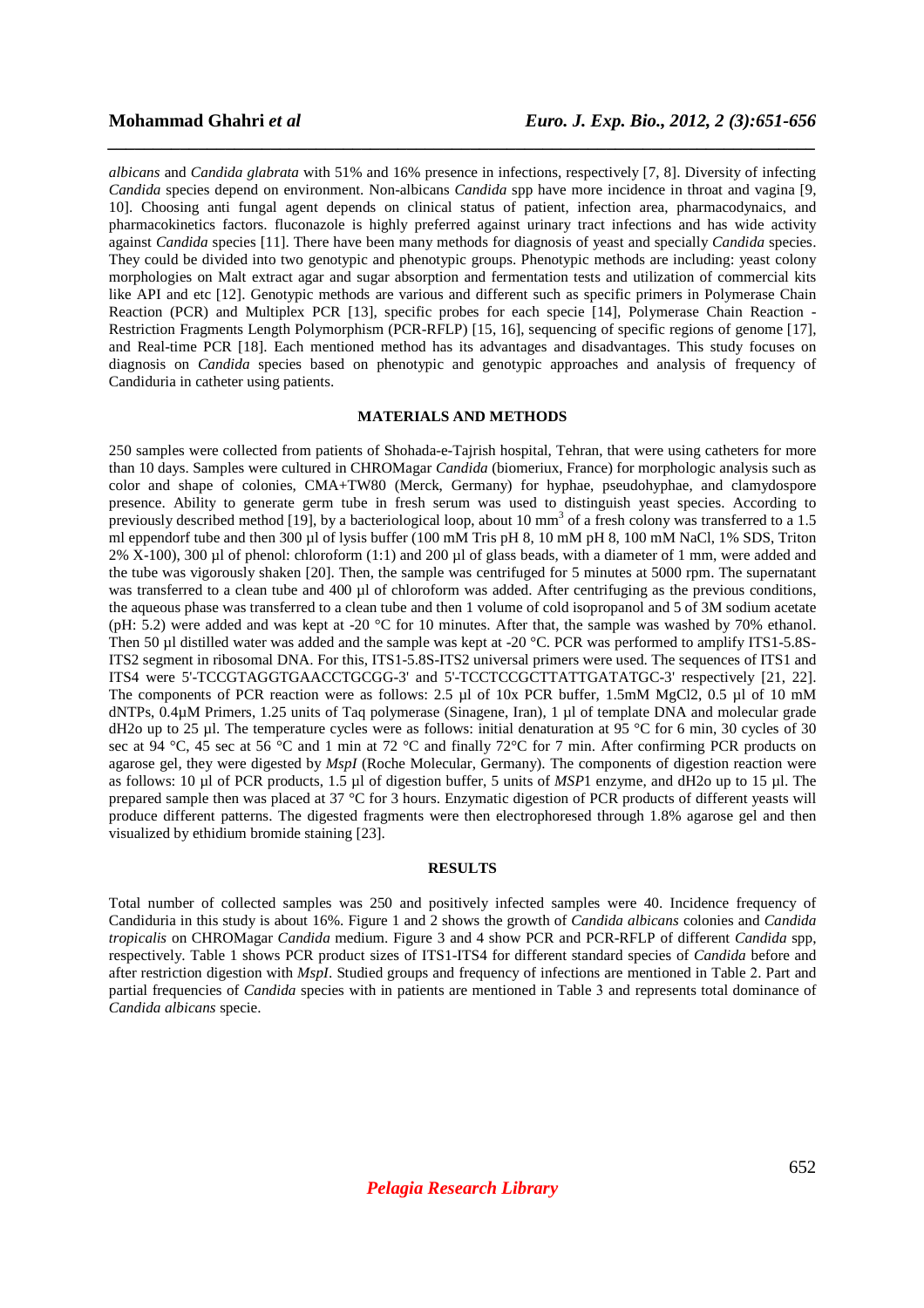*albicans* and *Candida glabrata* with 51% and 16% presence in infections, respectively [7, 8]. Diversity of infecting *Candida* species depend on environment. Non-albicans *Candida* spp have more incidence in throat and vagina [9, 10]. Choosing anti fungal agent depends on clinical status of patient, infection area, pharmacodynaics, and pharmacokinetics factors. fluconazole is highly preferred against urinary tract infections and has wide activity against *Candida* species [11]. There have been many methods for diagnosis of yeast and specially *Candida* species. They could be divided into two genotypic and phenotypic groups. Phenotypic methods are including: yeast colony morphologies on Malt extract agar and sugar absorption and fermentation tests and utilization of commercial kits like API and etc [12]. Genotypic methods are various and different such as specific primers in Polymerase Chain Reaction (PCR) and Multiplex PCR [13], specific probes for each specie [14], Polymerase Chain Reaction - Restriction Fragments Length Polymorphism (PCR-RFLP) [15, 16], sequencing of specific regions of genome [17], and Real-time PCR [18]. Each mentioned method has its advantages and disadvantages. This study focuses on diagnosis on *Candida* species based on phenotypic and genotypic approaches and analysis of frequency of Candiduria in catheter using patients.

## MATERIALS AND METHODS

250 samples were collected from patients of Shohada-e-Tajrish hospital, Tehran, that were using catheters for more than 10 days. Samples were cultured in CHROMagar *Candida* (biomeriux, France) for morphologic analysis such as color and shape of colonies, CMA+TW80 (Merck, Germany) for hyphae, pseudohyphae, and clamydospore presence. Ability to generate germ tube in fresh serum was used to distinguish yeast species. According to previously described method [19], by a bacteriological loop, about 10 $mm^3$ of a fresh colony was transferred to a 1.5 ml eppendorf tube and then 300 µl of lysis buffer (100 mM Tris pH 8, 10 mM pH 8, 100 mM NaCl, 1% SDS, Triton 2% X-100), 300 µl of phenol: chloroform (1:1) and 200 µl of glass beads, with a diameter of 1 mm, were added and the tube was vigorously shaken [20]. Then, the sample was centrifuged for 5 minutes at 5000 rpm. The supernatant was transferred to a clean tube and 400 µl of chloroform was added. After centrifuging as the previous conditions, the aqueous phase was transferred to a clean tube and then 1 volume of cold isopropanol and 5 of 3M sodium acetate (pH: 5.2) were added and was kept at -20 °C for 10 minutes. After that, the sample was washed by 70% ethanol. Then 50 µl distilled water was added and the sample was kept at -20 °C. PCR was performed to amplify ITS1-5.8S-ITS2 segment in ribosomal DNA. For this, ITS1-5.8S-ITS2 universal primers were used. The sequences of ITS1 and ITS4 were 5'-TCCGTAGGTGAACCTGCGG-3' and 5'-TCCTCCGCTTATTGATATGC-3' respectively [21, 22]. The components of PCR reaction were as follows: 2.5 µl of 10x PCR buffer, 1.5mM MgCl2, 0.5 µl of 10 mM dNTPs, 0.4µM Primers, 1.25 units of Taq polymerase (Sinagene, Iran), 1 µl of template DNA and molecular grade dH2o up to 25 µl. The temperature cycles were as follows: initial denaturation at 95 °C for 6 min, 30 cycles of 30 sec at 94 °C, 45 sec at 56 °C and 1 min at 72 °C and finally 72°C for 7 min. After confirming PCR products on agarose gel, they were digested by *MspI* (Roche Molecular, Germany). The components of digestion reaction were as follows: 10 µl of PCR products, 1.5 µl of digestion buffer, 5 units of *MSP*1 enzyme, and dH2o up to 15 µl. The prepared sample then was placed at 37 °C for 3 hours. Enzymatic digestion of PCR products of different yeasts will produce different patterns. The digested fragments were then electrophoresed through 1.8% agarose gel and then visualized by ethidium bromide staining [23].

## RESULTS

Total number of collected samples was 250 and positively infected samples were 40. Incidence frequency of Candiduria in this study is about 16%. Figure 1 and 2 shows the growth of *Candida albicans* colonies and *Candida tropicalis* on CHROMagar *Candida* medium. Figure 3 and 4 show PCR and PCR-RFLP of different *Candida* spp, respectively. Table 1 shows PCR product sizes of ITS1-ITS4 for different standard species of *Candida* before and after restriction digestion with *MspI*. Studied groups and frequency of infections are mentioned in Table 2. Part and partial frequencies of *Candida* species with in patients are mentioned in Table 3 and represents total dominance of *Candida albicans* specie.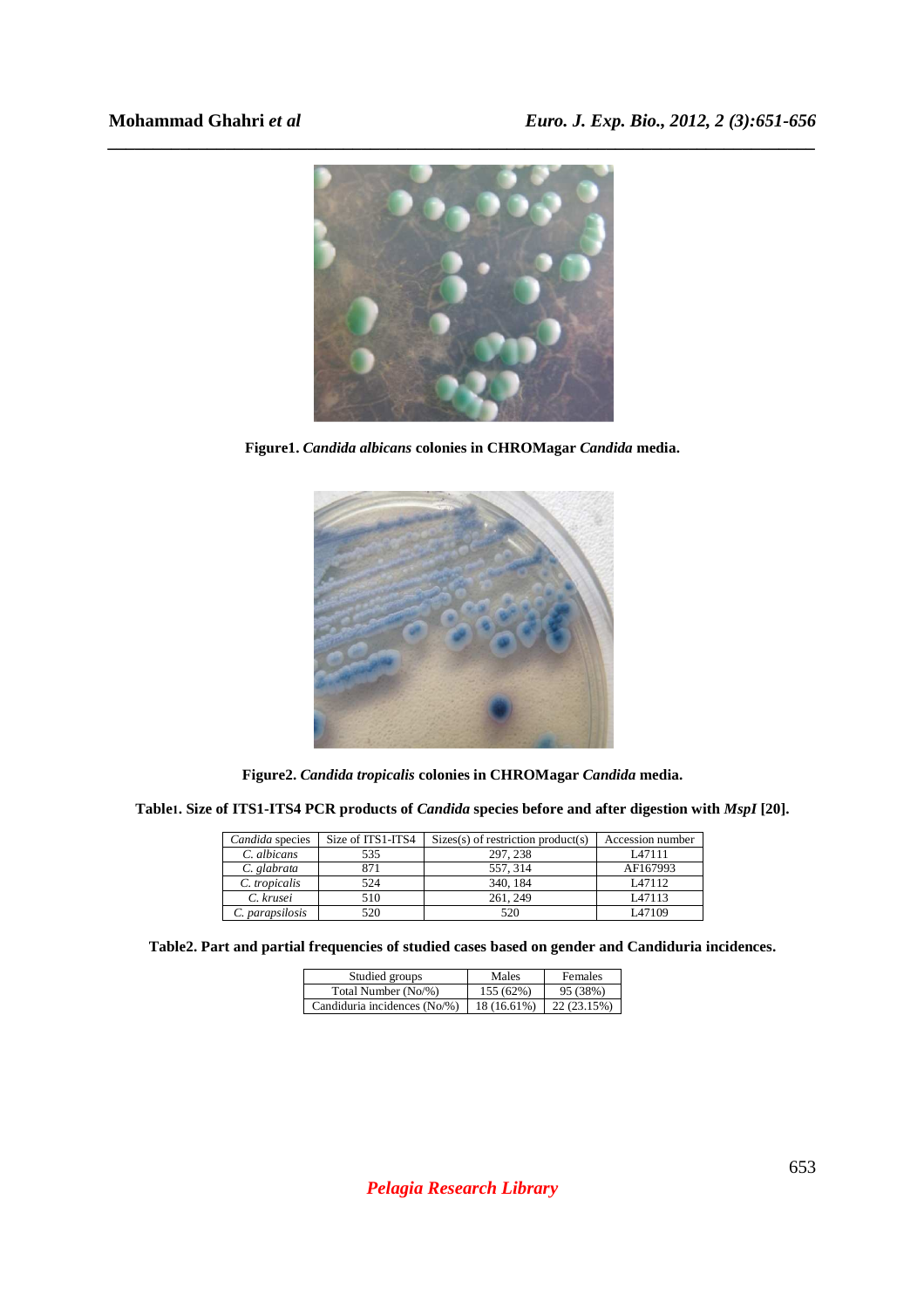**Figure1.** ***Candida albicans*** **colonies in CHROMagar** ***Candida*** **media.**

**Figure2.** ***Candida tropicalis*** **colonies in CHROMagar** ***Candida*** **media.**

**Table1. Size of ITS1-ITS4 PCR products of** ***Candida*** **species before and after digestion with** ***MspI*** **[20].**

| *Candida* species | Size of ITS1-ITS4 | Sizes(s) of restriction product(s) | Accession number |
|---|---|---|---|
| *C. albicans* | 535 | 297, 238 | L47111 |
| *C. glabrata* | 871 | 557, 314 | AF167993 |
| *C. tropicalis* | 524 | 340, 184 | L47112 |
| *C. krusei* | 510 | 261, 249 | L47113 |
| *C. parapsilosis* | 520 | 520 | L47109 |

**Table2. Part and partial frequencies of studied cases based on gender and Candiduria incidences.**

| Studied groups | Males | Females |
|---|---|---|
| Total Number (No/%) | 155 (62%) | 95 (38%) |
| Candiduria incidences (No/%) | 18 (16.61%) | 22 (23.15%) |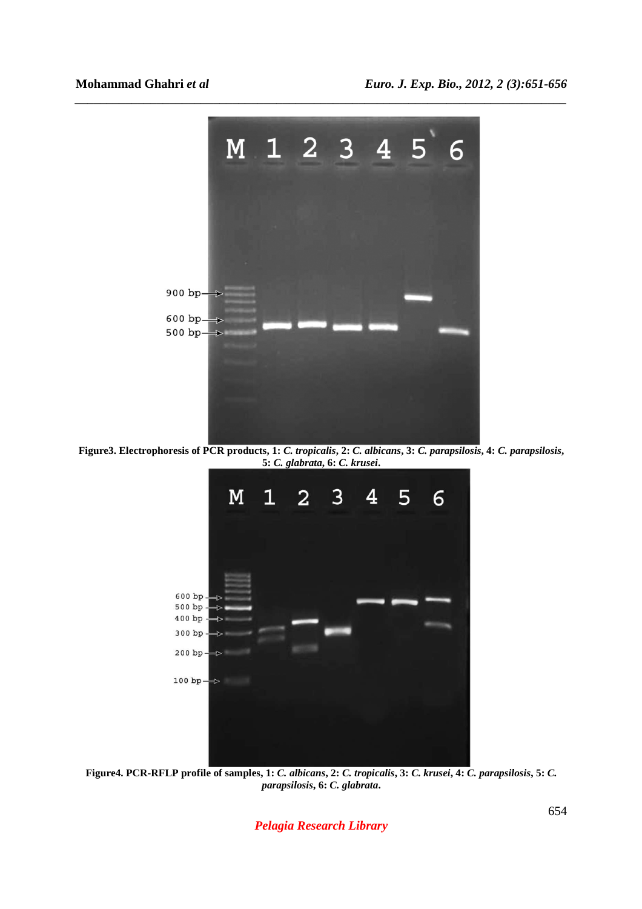**Figure3. Electrophoresis of PCR products, 1: *C. tropicalis*, 2: *C. albicans*, 3: *C. parapsilosis*, 4: *C. parapsilosis*, 5: *C. glabrata*, 6: *C. krusei*.**

**Figure4. PCR-RFLP profile of samples, 1: *C. albicans*, 2: *C. tropicalis*, 3: *C. krusei*, 4: *C. parapsilosis*, 5: *C. parapsilosis*, 6: *C. glabrata*.**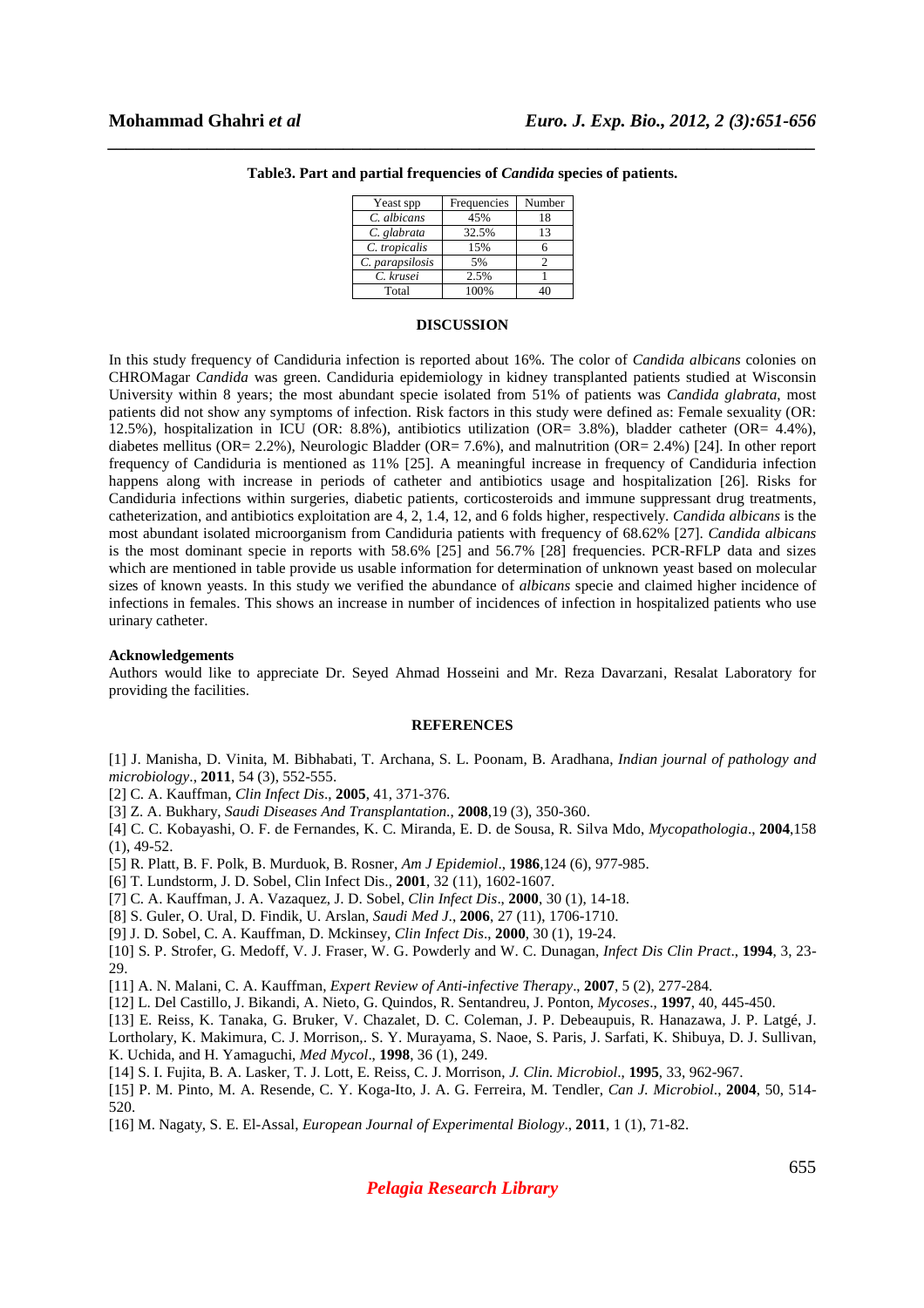**Table3. Part and partial frequencies of *Candida* species of patients.**

| Yeast spp | Frequencies | Number |
|---|---|---|
| *C. albicans* | 45% | 18 |
| *C. glabrata* | 32.5% | 13 |
| *C. tropicalis* | 15% | 6 |
| *C. parapsilosis* | 5% | 2 |
| *C. krusei* | 2.5% | 1 |
| Total | 100% | 40 |

## DISCUSSION

In this study frequency of Candiduria infection is reported about 16%. The color of *Candida albicans* colonies on CHROMagar *Candida* was green. Candiduria epidemiology in kidney transplanted patients studied at Wisconsin University within 8 years; the most abundant specie isolated from 51% of patients was *Candida glabrata*, most patients did not show any symptoms of infection. Risk factors in this study were defined as: Female sexuality (OR: 12.5%), hospitalization in ICU (OR: 8.8%), antibiotics utilization (OR= 3.8%), bladder catheter (OR= 4.4%), diabetes mellitus (OR= 2.2%), Neurologic Bladder (OR= 7.6%), and malnutrition (OR= 2.4%) [24]. In other report frequency of Candiduria is mentioned as 11% [25]. A meaningful increase in frequency of Candiduria infection happens along with increase in periods of catheter and antibiotics usage and hospitalization [26]. Risks for Candiduria infections within surgeries, diabetic patients, corticosteroids and immune suppressant drug treatments, catheterization, and antibiotics exploitation are 4, 2, 1.4, 12, and 6 folds higher, respectively. *Candida albicans* is the most abundant isolated microorganism from Candiduria patients with frequency of 68.62% [27]. *Candida albicans* is the most dominant specie in reports with 58.6% [25] and 56.7% [28] frequencies. PCR-RFLP data and sizes which are mentioned in table provide us usable information for determination of unknown yeast based on molecular sizes of known yeasts. In this study we verified the abundance of *albicans* specie and claimed higher incidence of infections in females. This shows an increase in number of incidences of infection in hospitalized patients who use urinary catheter.

### Acknowledgements

Authors would like to appreciate Dr. Seyed Ahmad Hosseini and Mr. Reza Davarzani, Resalat Laboratory for providing the facilities.

## REFERENCES

[1] J. Manisha, D. Vinita, M. Bibhabati, T. Archana, S. L. Poonam, B. Aradhana, *Indian journal of pathology and microbiology*., **2011**, 54 (3), 552-555.

[2] C. A. Kauffman, *Clin Infect Dis*., **2005**, 41, 371-376.

[3] Z. A. Bukhary, *Saudi Diseases And Transplantation*., **2008**,19 (3), 350-360.

[4] C. C. Kobayashi, O. F. de Fernandes, K. C. Miranda, E. D. de Sousa, R. Silva Mdo, *Mycopathologia*., **2004**,158 (1), 49-52.

[5] R. Platt, B. F. Polk, B. Murduok, B. Rosner, *Am J Epidemiol*., **1986**,124 (6), 977-985.

[6] T. Lundstorm, J. D. Sobel, Clin Infect Dis., **2001**, 32 (11), 1602-1607.

[7] C. A. Kauffman, J. A. Vazaquez, J. D. Sobel, *Clin Infect Dis*., **2000**, 30 (1), 14-18.

[8] S. Guler, O. Ural, D. Findik, U. Arslan, *Saudi Med J*., **2006**, 27 (11), 1706-1710.

[9] J. D. Sobel, C. A. Kauffman, D. Mckinsey, *Clin Infect Dis*., **2000**, 30 (1), 19-24.

[10] S. P. Strofer, G. Medoff, V. J. Fraser, W. G. Powderly and W. C. Dunagan, *Infect Dis Clin Pract*., **1994**, 3, 23-29.

[11] A. N. Malani, C. A. Kauffman, *Expert Review of Anti-infective Therapy*., **2007**, 5 (2), 277-284.

[12] L. Del Castillo, J. Bikandi, A. Nieto, G. Quindos, R. Sentandreu, J. Ponton, *Mycoses*., **1997**, 40, 445-450.

[13] E. Reiss, K. Tanaka, G. Bruker, V. Chazalet, D. C. Coleman, J. P. Debeaupuis, R. Hanazawa, J. P. Latgé, J. Lortholary, K. Makimura, C. J. Morrison,. S. Y. Murayama, S. Naoe, S. Paris, J. Sarfati, K. Shibuya, D. J. Sullivan, K. Uchida, and H. Yamaguchi, *Med Mycol*., **1998**, 36 (1), 249.

[14] S. I. Fujita, B. A. Lasker, T. J. Lott, E. Reiss, C. J. Morrison, *J. Clin. Microbiol*., **1995**, 33, 962-967.

[15] P. M. Pinto, M. A. Resende, C. Y. Koga-Ito, J. A. G. Ferreira, M. Tendler, *Can J. Microbiol*., **2004**, 50, 514-520.

[16] M. Nagaty, S. E. El-Assal, *European Journal of Experimental Biology*., **2011**, 1 (1), 71-82.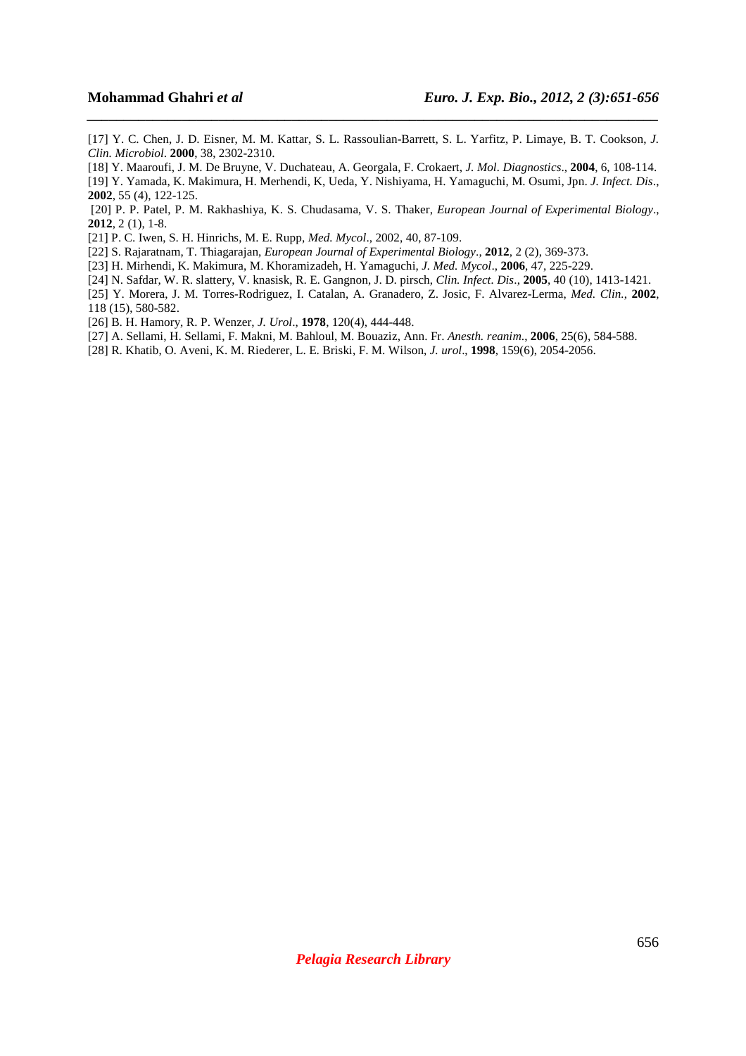[17] Y. C. Chen, J. D. Eisner, M. M. Kattar, S. L. Rassoulian-Barrett, S. L. Yarfitz, P. Limaye, B. T. Cookson, *J. Clin. Microbiol.* **2000**, 38, 2302-2310.

[18] Y. Maaroufi, J. M. De Bruyne, V. Duchateau, A. Georgala, F. Crokaert, *J. Mol. Diagnostics*., **2004**, 6, 108-114.

[19] Y. Yamada, K. Makimura, H. Merhendi, K, Ueda, Y. Nishiyama, H. Yamaguchi, M. Osumi, Jpn. *J. Infect. Dis*., **2002**, 55 (4), 122-125.

[20] P. P. Patel, P. M. Rakhashiya, K. S. Chudasama, V. S. Thaker, *European Journal of Experimental Biology*., **2012**, 2 (1), 1-8.

[21] P. C. Iwen, S. H. Hinrichs, M. E. Rupp, *Med. Mycol*., 2002, 40, 87-109.

[22] S. Rajaratnam, T. Thiagarajan, *European Journal of Experimental Biology*., **2012**, 2 (2), 369-373.

[23] H. Mirhendi, K. Makimura, M. Khoramizadeh, H. Yamaguchi, *J. Med. Mycol*., **2006**, 47, 225-229.

[24] N. Safdar, W. R. slattery, V. knasisk, R. E. Gangnon, J. D. pirsch, *Clin. Infect. Dis*., **2005**, 40 (10), 1413-1421.

[25] Y. Morera, J. M. Torres-Rodriguez, I. Catalan, A. Granadero, Z. Josic, F. Alvarez-Lerma, *Med. Clin.*, **2002**, 118 (15), 580-582.

[26] B. H. Hamory, R. P. Wenzer, *J. Urol*., **1978**, 120(4), 444-448.

[27] A. Sellami, H. Sellami, F. Makni, M. Bahloul, M. Bouaziz, Ann. Fr. *Anesth. reanim*., **2006**, 25(6), 584-588.

[28] R. Khatib, O. Aveni, K. M. Riederer, L. E. Briski, F. M. Wilson, *J. urol*., **1998**, 159(6), 2054-2056.